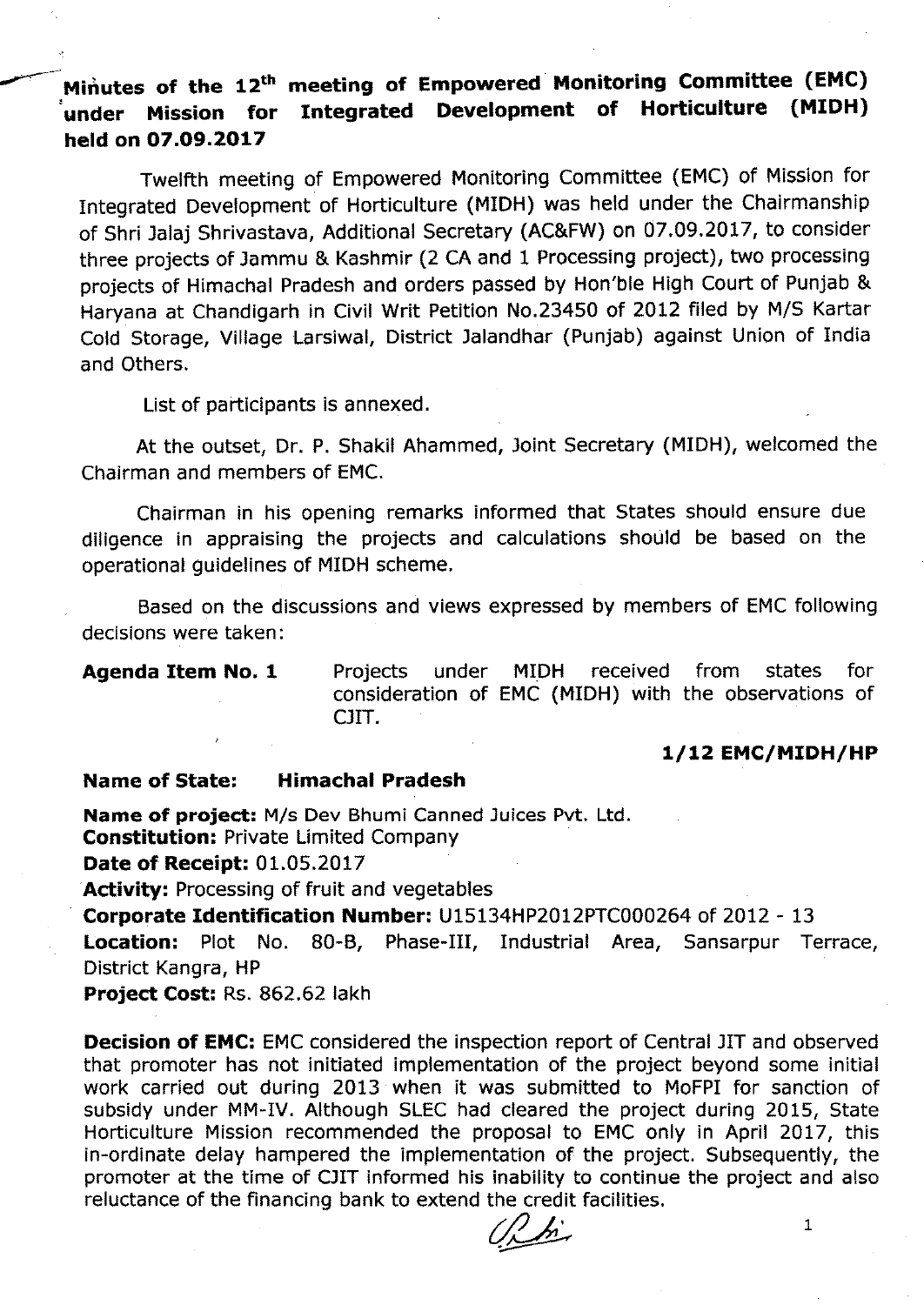# Minutes of the 12th meeting of Empowered Monitoring Committee (EMC) under Mission for Integrated Development of Horticulture (MIDH) held on 07.09.2017

Twelfth meeting of Empowered Monitoring Committee (EMC) of Mission for Integrated Development of Horticulture (MIDH) was held under the Chairmanship of Shri Jalaj Shrivastava, Additional Secretary (AC&FW) on 07.09.2017, to consider three projects of Jammu & Kashmir (2 CA and 1 Processing project), two processing projects of Himachal Pradesh and orders passed by Hon'ble High Court of Punjab & Haryana at Chandigarh in Civil Writ Petition No.23450 of 2012 filed by M/S Kartar Cold Storage, Village Larsiwal, District Jalandhar (Punjab) against Union of India and Others.

List of participants is annexed.

At the outset, Dr. P. Shakil Ahammed, Joint Secretary (MIDH), welcomed the Chairman and members of EMC.

Chairman in his opening remarks informed that States should ensure due diligence in appraising the projects and calculations should be based on the operational guidelines of MIDH scheme.

Based on the discussions and views expressed by members of EMC following decisions were taken:

**Agenda Item No. 1** Projects under MIDH received from states for consideration of EMC (MIDH) with the observations of CJIT.

**1/12 EMC/MIDH/HP**

**Name of State: Himachal Pradesh**

**Name of project:** M/s Dev Bhumi Canned Juices Pvt. Ltd.
**Constitution:** Private Limited Company
**Date of Receipt:** 01.05.2017
**Activity:** Processing of fruit and vegetables
**Corporate Identification Number:** U15134HP2012PTC000264 of 2012 - 13
**Location:** Plot No. 80-B, Phase-III, Industrial Area, Sansarpur Terrace, District Kangra, HP
**Project Cost:** Rs. 862.62 lakh

**Decision of EMC:** EMC considered the inspection report of Central JIT and observed that promoter has not initiated implementation of the project beyond some initial work carried out during 2013 when it was submitted to MoFPI for sanction of subsidy under MM-IV. Although SLEC had cleared the project during 2015, State Horticulture Mission recommended the proposal to EMC only in April 2017, this in-ordinate delay hampered the implementation of the project. Subsequently, the promoter at the time of CJIT informed his inability to continue the project and also reluctance of the financing bank to extend the credit facilities.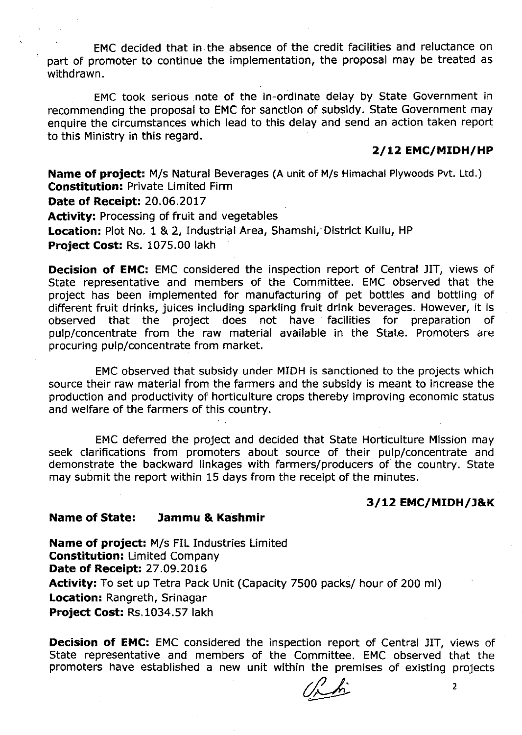EMC decided that in the absence of the credit facilities and reluctance on part of promoter to continue the implementation, the proposal may be treated as withdrawn.

EMC took serious note of the in-ordinate delay by State Government in recommending the proposal to EMC for sanction of subsidy. State Government may enquire the circumstances which lead to this delay and send an action taken report to this Ministry in this regard.

**2/12 EMC/MIDH/HP**

**Name of project:** M/s Natural Beverages (A unit of M/s Himachal Plywoods Pvt. Ltd.)
**Constitution:** Private Limited Firm
**Date of Receipt:** 20.06.2017
**Activity:** Processing of fruit and vegetables
**Location:** Plot No. 1 & 2, Industrial Area, Shamshi, District Kullu, HP
**Project Cost:** Rs. 1075.00 lakh

**Decision of EMC:** EMC considered the inspection report of Central JIT, views of State representative and members of the Committee. EMC observed that the project has been implemented for manufacturing of pet bottles and bottling of different fruit drinks, juices including sparkling fruit drink beverages. However, it is observed that the project does not have facilities for preparation of pulp/concentrate from the raw material available in the State. Promoters are procuring pulp/concentrate from market.

EMC observed that subsidy under MIDH is sanctioned to the projects which source their raw material from the farmers and the subsidy is meant to increase the production and productivity of horticulture crops thereby improving economic status and welfare of the farmers of this country.

EMC deferred the project and decided that State Horticulture Mission may seek clarifications from promoters about source of their pulp/concentrate and demonstrate the backward linkages with farmers/producers of the country. State may submit the report within 15 days from the receipt of the minutes.

**3/12 EMC/MIDH/J&K**

**Name of State: Jammu & Kashmir**

**Name of project:** M/s FIL Industries Limited
**Constitution:** Limited Company
**Date of Receipt:** 27.09.2016
**Activity:** To set up Tetra Pack Unit (Capacity 7500 packs/ hour of 200 ml)
**Location:** Rangreth, Srinagar
**Project Cost:** Rs.1034.57 lakh

**Decision of EMC:** EMC considered the inspection report of Central JIT, views of State representative and members of the Committee. EMC observed that the promoters have established a new unit within the premises of existing projects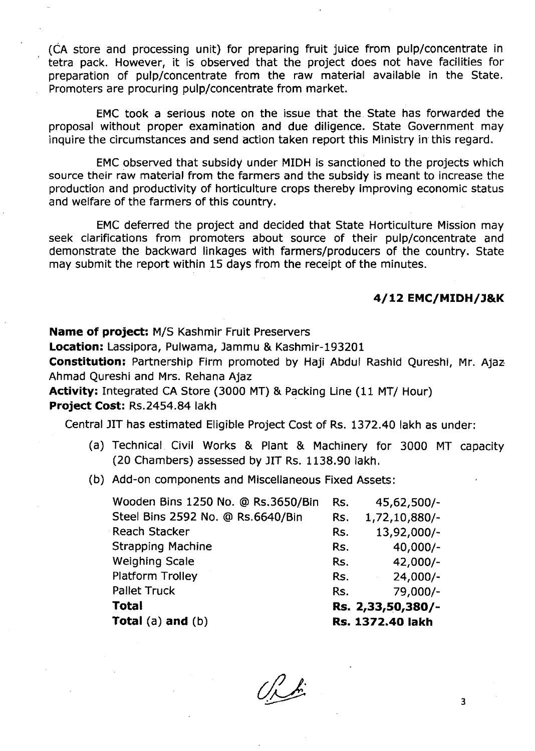(CA store and processing unit) for preparing fruit juice from pulp/concentrate in tetra pack. However, it is observed that the project does not have facilities for preparation of pulp/concentrate from the raw material available in the State. Promoters are procuring pulp/concentrate from market.

EMC took a serious note on the issue that the State has forwarded the proposal without proper examination and due diligence. State Government may inquire the circumstances and send action taken report this Ministry in this regard.

EMC observed that subsidy under MIDH is sanctioned to the projects which source their raw material from the farmers and the subsidy is meant to increase the production and productivity of horticulture crops thereby improving economic status and welfare of the farmers of this country.

EMC deferred the project and decided that State Horticulture Mission may seek clarifications from promoters about source of their pulp/concentrate and demonstrate the backward linkages with farmers/producers of the country. State may submit the report within 15 days from the receipt of the minutes.

### 4/12 EMC/MIDH/J&K

**Name of project:** M/S Kashmir Fruit Preservers

**Location:** Lassipora, Pulwama, Jammu & Kashmir-193201

**Constitution:** Partnership Firm promoted by Haji Abdul Rashid Qureshi, Mr. Ajaz Ahmad Qureshi and Mrs. Rehana Ajaz

**Activity:** Integrated CA Store (3000 MT) & Packing Line (11 MT/ Hour)

**Project Cost:** Rs.2454.84 lakh

Central JIT has estimated Eligible Project Cost of Rs. 1372.40 lakh as under:

(a) Technical Civil Works & Plant & Machinery for 3000 MT capacity (20 Chambers) assessed by JIT Rs. 1138.90 lakh.

(b) Add-on components and Miscellaneous Fixed Assets:

| | |
|---|---|
| Wooden Bins 1250 No. @ Rs.3650/Bin | Rs. 45,62,500/- |
| Steel Bins 2592 No. @ Rs.6640/Bin | Rs. 1,72,10,880/- |
| Reach Stacker | Rs. 13,92,000/- |
| Strapping Machine | Rs. 40,000/- |
| Weighing Scale | Rs. 42,000/- |
| Platform Trolley | Rs. 24,000/- |
| Pallet Truck | Rs. 79,000/- |
| **Total** | **Rs. 2,33,50,380/-** |
| **Total** (a) **and** (b) | **Rs. 1372.40 lakh** |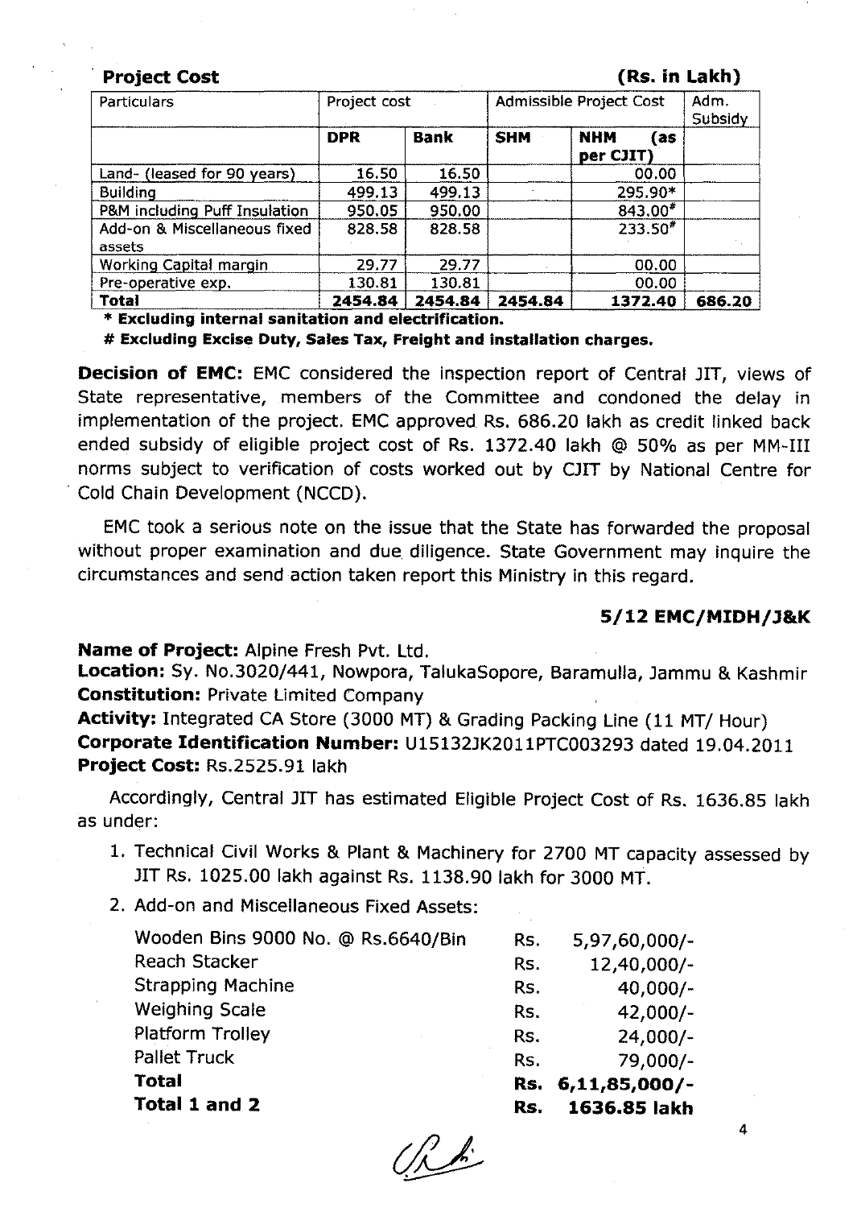**Project Cost** **(Rs. in Lakh)**

| Particulars | Project cost | | Admissible Project Cost | | Adm. Subsidy |
|---|---|---|---|---|---|
| | **DPR** | **Bank** | **SHM** | **NHM (as per CJIT)** | |
| Land- (leased for 90 years) | 16.50 | 16.50 | | 00.00 | |
| Building | 499.13 | 499.13 | | 295.90* | |
| P&M including Puff Insulation | 950.05 | 950.00 | | 843.00# | |
| Add-on & Miscellaneous fixed assets | 828.58 | 828.58 | | 233.50# | |
| Working Capital margin | 29.77 | 29.77 | | 00.00 | |
| Pre-operative exp. | 130.81 | 130.81 | | 00.00 | |
| **Total** | **2454.84** | **2454.84** | **2454.84** | **1372.40** | **686.20** |

**\* Excluding internal sanitation and electrification.**

**# Excluding Excise Duty, Sales Tax, Freight and installation charges.**

**Decision of EMC:** EMC considered the inspection report of Central JIT, views of State representative, members of the Committee and condoned the delay in implementation of the project. EMC approved Rs. 686.20 lakh as credit linked back ended subsidy of eligible project cost of Rs. 1372.40 lakh @ 50% as per MM-III norms subject to verification of costs worked out by CJIT by National Centre for Cold Chain Development (NCCD).

EMC took a serious note on the issue that the State has forwarded the proposal without proper examination and due diligence. State Government may inquire the circumstances and send action taken report this Ministry in this regard.

### 5/12 EMC/MIDH/J&K

**Name of Project:** Alpine Fresh Pvt. Ltd.
**Location:** Sy. No.3020/441, Nowpora, TalukaSopore, Baramulla, Jammu & Kashmir
**Constitution:** Private Limited Company
**Activity:** Integrated CA Store (3000 MT) & Grading Packing Line (11 MT/ Hour)
**Corporate Identification Number:** U15132JK2011PTC003293 dated 19.04.2011
**Project Cost:** Rs.2525.91 lakh

Accordingly, Central JIT has estimated Eligible Project Cost of Rs. 1636.85 lakh as under:

1. Technical Civil Works & Plant & Machinery for 2700 MT capacity assessed by JIT Rs. 1025.00 lakh against Rs. 1138.90 lakh for 3000 MT.
2. Add-on and Miscellaneous Fixed Assets:

| | | |
|---|---|---|
| Wooden Bins 9000 No. @ Rs.6640/Bin | Rs. | 5,97,60,000/- |
| Reach Stacker | Rs. | 12,40,000/- |
| Strapping Machine | Rs. | 40,000/- |
| Weighing Scale | Rs. | 42,000/- |
| Platform Trolley | Rs. | 24,000/- |
| Pallet Truck | Rs. | 79,000/- |
| **Total** | **Rs.** | **6,11,85,000/-** |
| **Total 1 and 2** | **Rs.** | **1636.85 lakh** |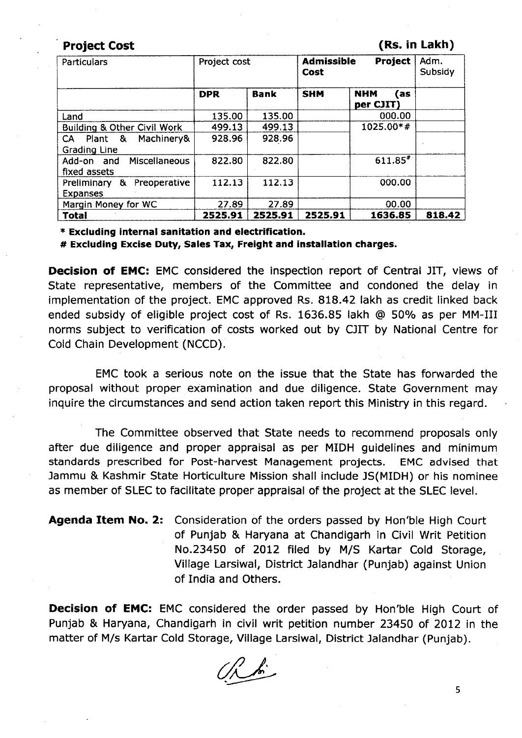**Project Cost** **(Rs. in Lakh)**

| Particulars | Project cost | | Admissible Project Cost | | Adm. Subsidy |
|---|---|---|---|---|---|
| | **DPR** | **Bank** | **SHM** | **NHM (as per CJIT)** | |
| Land | 135.00 | 135.00 | | 000.00 | |
| Building & Other Civil Work | 499.13 | 499.13 | | 1025.00*# | |
| CA Plant & Machinery& Grading Line | 928.96 | 928.96 | | | |
| Add-on and Miscellaneous fixed assets | 822.80 | 822.80 | | 611.85# | |
| Preliminary & Preoperative Expanses | 112.13 | 112.13 | | 000.00 | |
| Margin Money for WC | 27.89 | 27.89 | | 00.00 | |
| **Total** | **2525.91** | **2525.91** | **2525.91** | **1636.85** | **818.42** |

**\* Excluding internal sanitation and electrification.**

**# Excluding Excise Duty, Sales Tax, Freight and installation charges.**

**Decision of EMC:** EMC considered the inspection report of Central JIT, views of State representative, members of the Committee and condoned the delay in implementation of the project. EMC approved Rs. 818.42 lakh as credit linked back ended subsidy of eligible project cost of Rs. 1636.85 lakh @ 50% as per MM-III norms subject to verification of costs worked out by CJIT by National Centre for Cold Chain Development (NCCD).

EMC took a serious note on the issue that the State has forwarded the proposal without proper examination and due diligence. State Government may inquire the circumstances and send action taken report this Ministry in this regard.

The Committee observed that State needs to recommend proposals only after due diligence and proper appraisal as per MIDH guidelines and minimum standards prescribed for Post-harvest Management projects. EMC advised that Jammu & Kashmir State Horticulture Mission shall include JS(MIDH) or his nominee as member of SLEC to facilitate proper appraisal of the project at the SLEC level.

**Agenda Item No. 2:** Consideration of the orders passed by Hon'ble High Court of Punjab & Haryana at Chandigarh in Civil Writ Petition No.23450 of 2012 filed by M/S Kartar Cold Storage, Village Larsiwal, District Jalandhar (Punjab) against Union of India and Others.

**Decision of EMC:** EMC considered the order passed by Hon'ble High Court of Punjab & Haryana, Chandigarh in civil writ petition number 23450 of 2012 in the matter of M/s Kartar Cold Storage, Village Larsiwal, District Jalandhar (Punjab).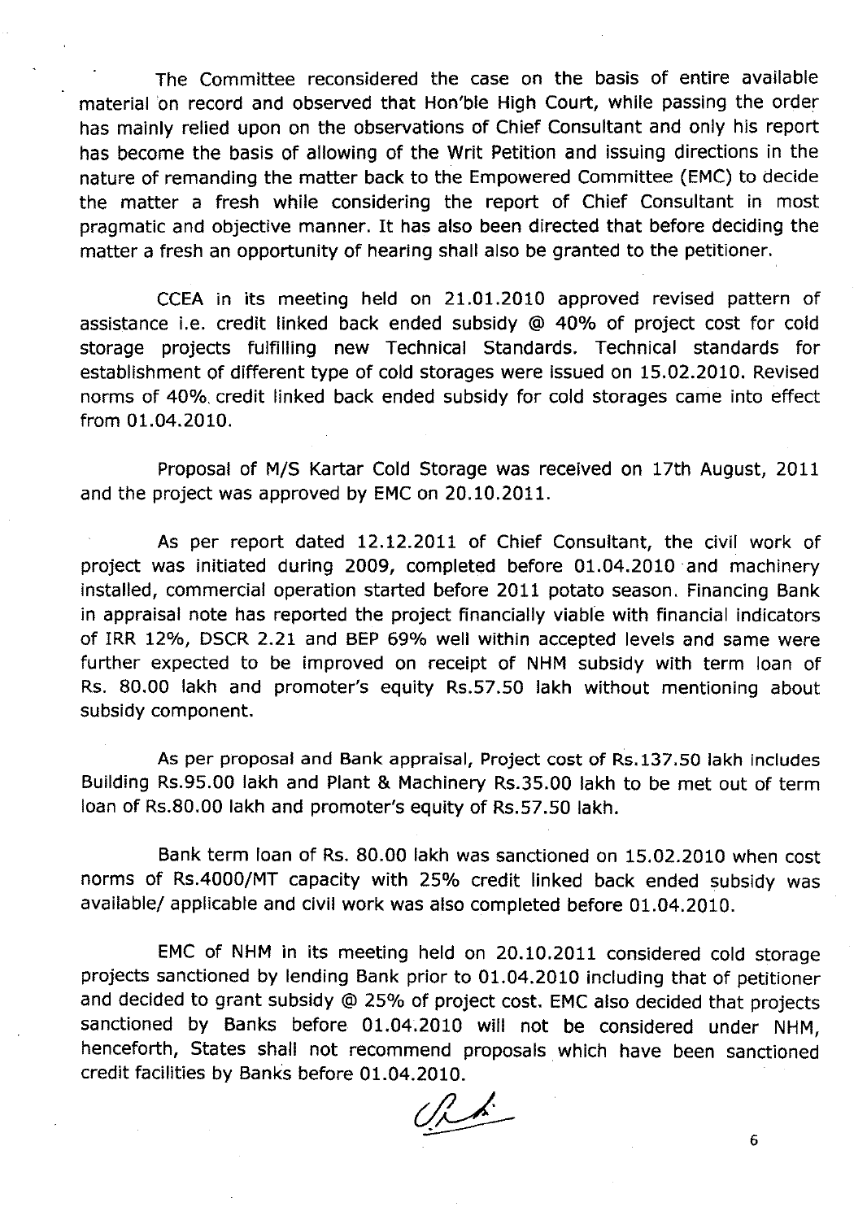The Committee reconsidered the case on the basis of entire available material on record and observed that Hon'ble High Court, while passing the order has mainly relied upon on the observations of Chief Consultant and only his report has become the basis of allowing of the Writ Petition and issuing directions in the nature of remanding the matter back to the Empowered Committee (EMC) to decide the matter a fresh while considering the report of Chief Consultant in most pragmatic and objective manner. It has also been directed that before deciding the matter a fresh an opportunity of hearing shall also be granted to the petitioner.

CCEA in its meeting held on 21.01.2010 approved revised pattern of assistance i.e. credit linked back ended subsidy @ 40% of project cost for cold storage projects fulfilling new Technical Standards. Technical standards for establishment of different type of cold storages were issued on 15.02.2010. Revised norms of 40% credit linked back ended subsidy for cold storages came into effect from 01.04.2010.

Proposal of M/S Kartar Cold Storage was received on 17th August, 2011 and the project was approved by EMC on 20.10.2011.

As per report dated 12.12.2011 of Chief Consultant, the civil work of project was initiated during 2009, completed before 01.04.2010 and machinery installed, commercial operation started before 2011 potato season. Financing Bank in appraisal note has reported the project financially viable with financial indicators of IRR 12%, DSCR 2.21 and BEP 69% well within accepted levels and same were further expected to be improved on receipt of NHM subsidy with term loan of Rs. 80.00 lakh and promoter's equity Rs.57.50 lakh without mentioning about subsidy component.

As per proposal and Bank appraisal, Project cost of Rs.137.50 lakh includes Building Rs.95.00 lakh and Plant & Machinery Rs.35.00 lakh to be met out of term loan of Rs.80.00 lakh and promoter's equity of Rs.57.50 lakh.

Bank term loan of Rs. 80.00 lakh was sanctioned on 15.02.2010 when cost norms of Rs.4000/MT capacity with 25% credit linked back ended subsidy was available/ applicable and civil work was also completed before 01.04.2010.

EMC of NHM in its meeting held on 20.10.2011 considered cold storage projects sanctioned by lending Bank prior to 01.04.2010 including that of petitioner and decided to grant subsidy @ 25% of project cost. EMC also decided that projects sanctioned by Banks before 01.04.2010 will not be considered under NHM, henceforth, States shall not recommend proposals which have been sanctioned credit facilities by Banks before 01.04.2010.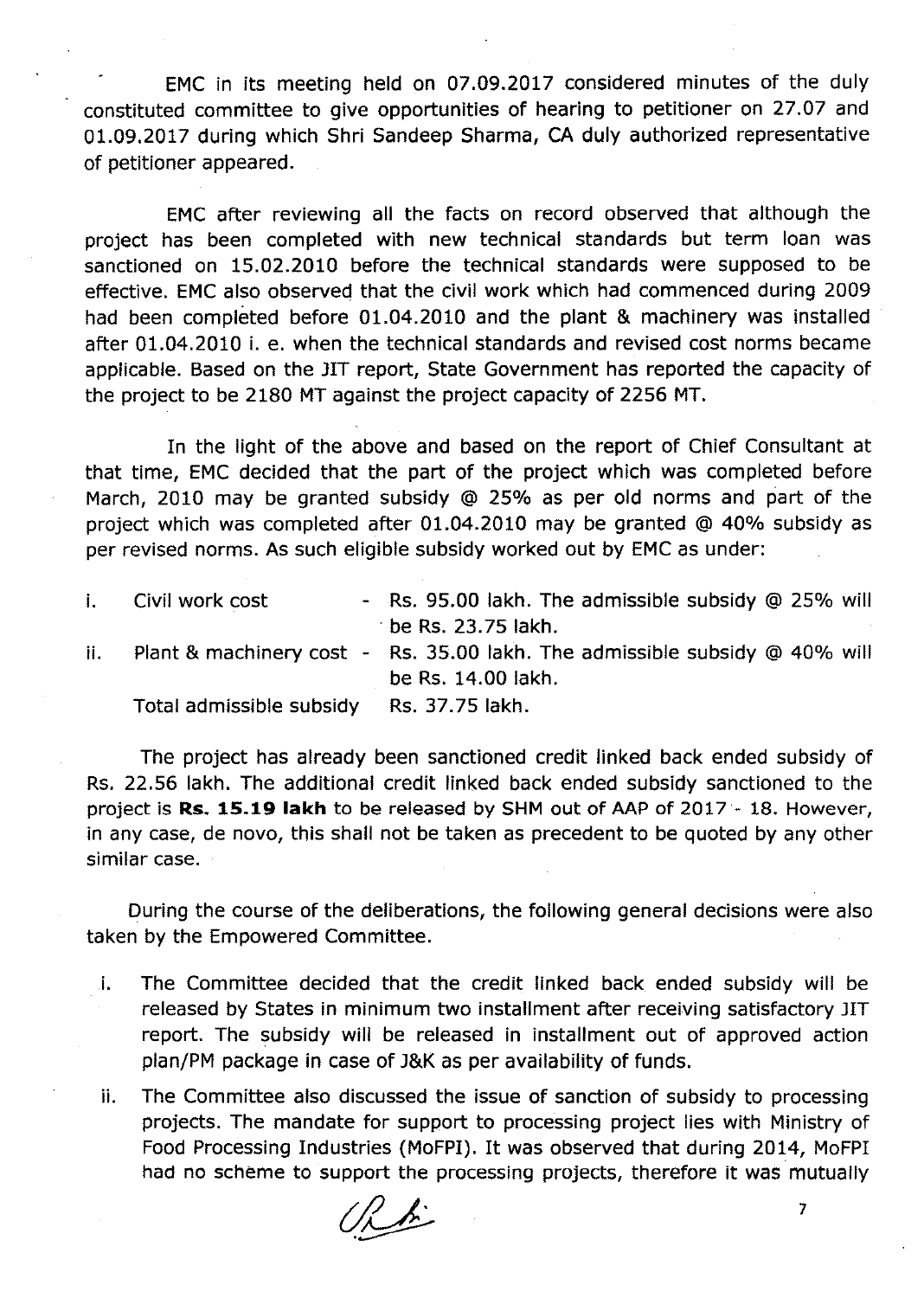EMC in its meeting held on 07.09.2017 considered minutes of the duly constituted committee to give opportunities of hearing to petitioner on 27.07 and 01.09.2017 during which Shri Sandeep Sharma, CA duly authorized representative of petitioner appeared.

EMC after reviewing all the facts on record observed that although the project has been completed with new technical standards but term loan was sanctioned on 15.02.2010 before the technical standards were supposed to be effective. EMC also observed that the civil work which had commenced during 2009 had been completed before 01.04.2010 and the plant & machinery was installed after 01.04.2010 i. e. when the technical standards and revised cost norms became applicable. Based on the JIT report, State Government has reported the capacity of the project to be 2180 MT against the project capacity of 2256 MT.

In the light of the above and based on the report of Chief Consultant at that time, EMC decided that the part of the project which was completed before March, 2010 may be granted subsidy @ 25% as per old norms and part of the project which was completed after 01.04.2010 may be granted @ 40% subsidy as per revised norms. As such eligible subsidy worked out by EMC as under:

i. Civil work cost - Rs. 95.00 lakh. The admissible subsidy @ 25% will be Rs. 23.75 lakh.

ii. Plant & machinery cost - Rs. 35.00 lakh. The admissible subsidy @ 40% will be Rs. 14.00 lakh.

Total admissible subsidy Rs. 37.75 lakh.

The project has already been sanctioned credit linked back ended subsidy of Rs. 22.56 lakh. The additional credit linked back ended subsidy sanctioned to the project is **Rs. 15.19 lakh** to be released by SHM out of AAP of 2017 - 18. However, in any case, de novo, this shall not be taken as precedent to be quoted by any other similar case.

During the course of the deliberations, the following general decisions were also taken by the Empowered Committee.

i. The Committee decided that the credit linked back ended subsidy will be released by States in minimum two installment after receiving satisfactory JIT report. The subsidy will be released in installment out of approved action plan/PM package in case of J&K as per availability of funds.

ii. The Committee also discussed the issue of sanction of subsidy to processing projects. The mandate for support to processing project lies with Ministry of Food Processing Industries (MoFPI). It was observed that during 2014, MoFPI had no scheme to support the processing projects, therefore it was mutually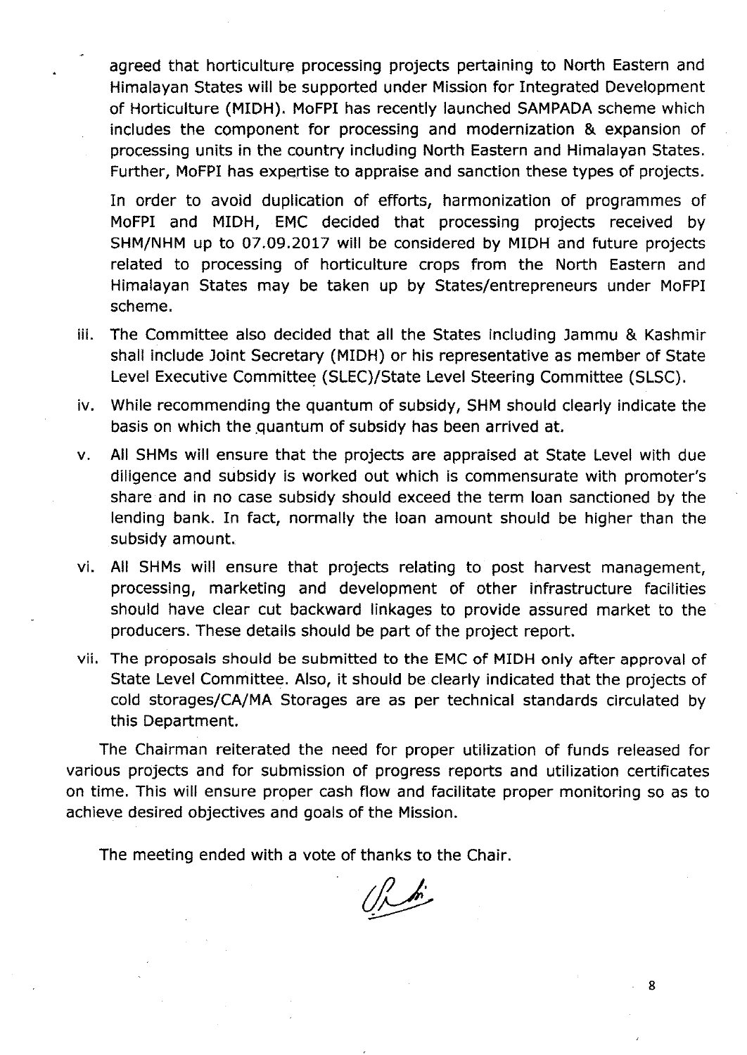agreed that horticulture processing projects pertaining to North Eastern and Himalayan States will be supported under Mission for Integrated Development of Horticulture (MIDH). MoFPI has recently launched SAMPADA scheme which includes the component for processing and modernization & expansion of processing units in the country including North Eastern and Himalayan States. Further, MoFPI has expertise to appraise and sanction these types of projects.

In order to avoid duplication of efforts, harmonization of programmes of MoFPI and MIDH, EMC decided that processing projects received by SHM/NHM up to 07.09.2017 will be considered by MIDH and future projects related to processing of horticulture crops from the North Eastern and Himalayan States may be taken up by States/entrepreneurs under MoFPI scheme.

iii. The Committee also decided that all the States including Jammu & Kashmir shall include Joint Secretary (MIDH) or his representative as member of State Level Executive Committee (SLEC)/State Level Steering Committee (SLSC).

iv. While recommending the quantum of subsidy, SHM should clearly indicate the basis on which the quantum of subsidy has been arrived at.

v. All SHMs will ensure that the projects are appraised at State Level with due diligence and subsidy is worked out which is commensurate with promoter's share and in no case subsidy should exceed the term loan sanctioned by the lending bank. In fact, normally the loan amount should be higher than the subsidy amount.

vi. All SHMs will ensure that projects relating to post harvest management, processing, marketing and development of other infrastructure facilities should have clear cut backward linkages to provide assured market to the producers. These details should be part of the project report.

vii. The proposals should be submitted to the EMC of MIDH only after approval of State Level Committee. Also, it should be clearly indicated that the projects of cold storages/CA/MA Storages are as per technical standards circulated by this Department.

The Chairman reiterated the need for proper utilization of funds released for various projects and for submission of progress reports and utilization certificates on time. This will ensure proper cash flow and facilitate proper monitoring so as to achieve desired objectives and goals of the Mission.

The meeting ended with a vote of thanks to the Chair.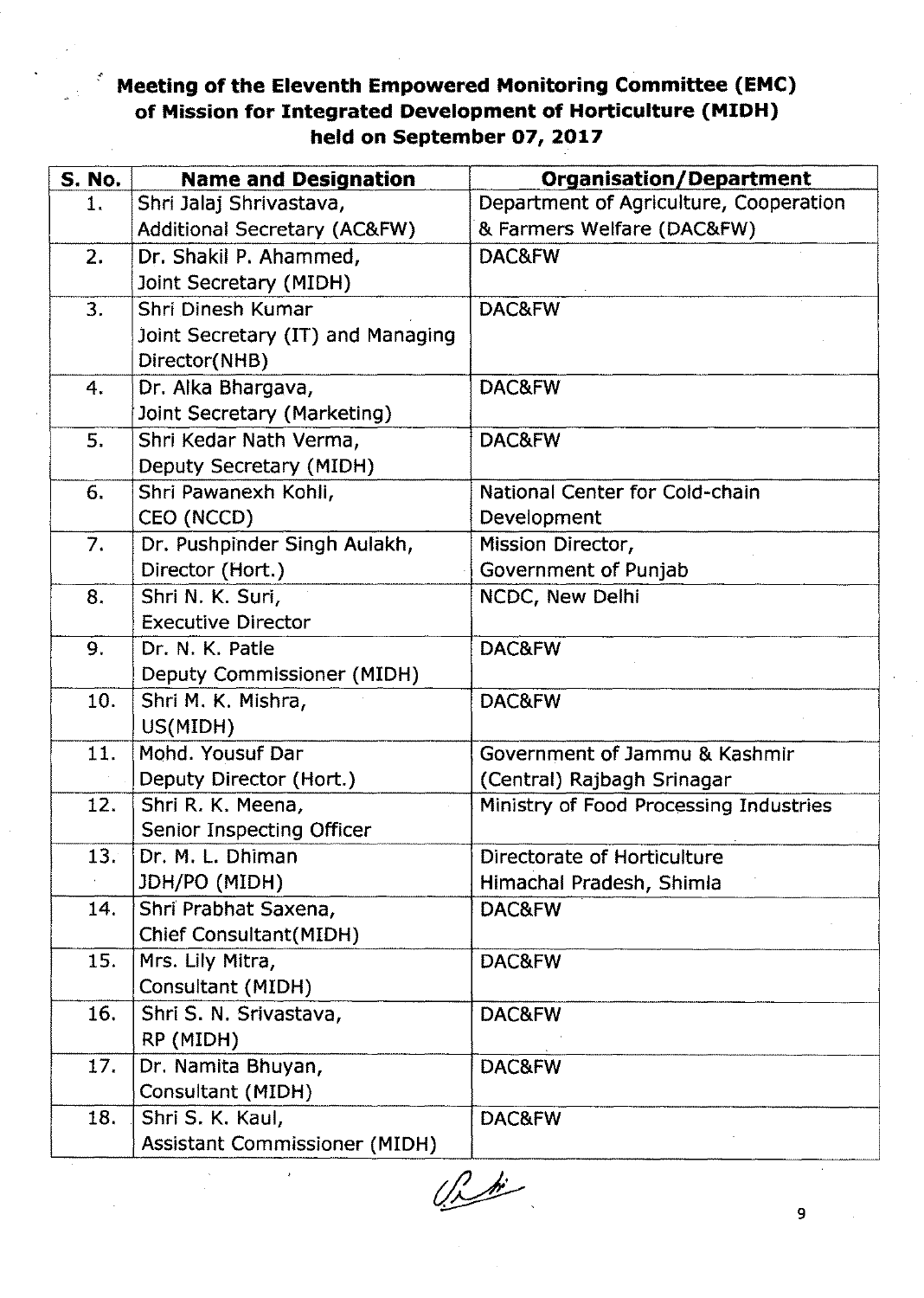**Meeting of the Eleventh Empowered Monitoring Committee (EMC) of Mission for Integrated Development of Horticulture (MIDH) held on September 07, 2017**

| S. No. | Name and Designation | Organisation/Department |
|---|---|---|
| 1. | Shri Jalaj Shrivastava, Additional Secretary (AC&FW) | Department of Agriculture, Cooperation & Farmers Welfare (DAC&FW) |
| 2. | Dr. Shakil P. Ahammed, Joint Secretary (MIDH) | DAC&FW |
| 3. | Shri Dinesh Kumar Joint Secretary (IT) and Managing Director(NHB) | DAC&FW |
| 4. | Dr. Alka Bhargava, Joint Secretary (Marketing) | DAC&FW |
| 5. | Shri Kedar Nath Verma, Deputy Secretary (MIDH) | DAC&FW |
| 6. | Shri Pawanexh Kohli, CEO (NCCD) | National Center for Cold-chain Development |
| 7. | Dr. Pushpinder Singh Aulakh, Director (Hort.) | Mission Director, Government of Punjab |
| 8. | Shri N. K. Suri, Executive Director | NCDC, New Delhi |
| 9. | Dr. N. K. Patle Deputy Commissioner (MIDH) | DAC&FW |
| 10. | Shri M. K. Mishra, US(MIDH) | DAC&FW |
| 11. | Mohd. Yousuf Dar Deputy Director (Hort.) | Government of Jammu & Kashmir (Central) Rajbagh Srinagar |
| 12. | Shri R. K. Meena, Senior Inspecting Officer | Ministry of Food Processing Industries |
| 13. | Dr. M. L. Dhiman JDH/PO (MIDH) | Directorate of Horticulture Himachal Pradesh, Shimla |
| 14. | Shri Prabhat Saxena, Chief Consultant(MIDH) | DAC&FW |
| 15. | Mrs. Lily Mitra, Consultant (MIDH) | DAC&FW |
| 16. | Shri S. N. Srivastava, RP (MIDH) | DAC&FW |
| 17. | Dr. Namita Bhuyan, Consultant (MIDH) | DAC&FW |
| 18. | Shri S. K. Kaul, Assistant Commissioner (MIDH) | DAC&FW |